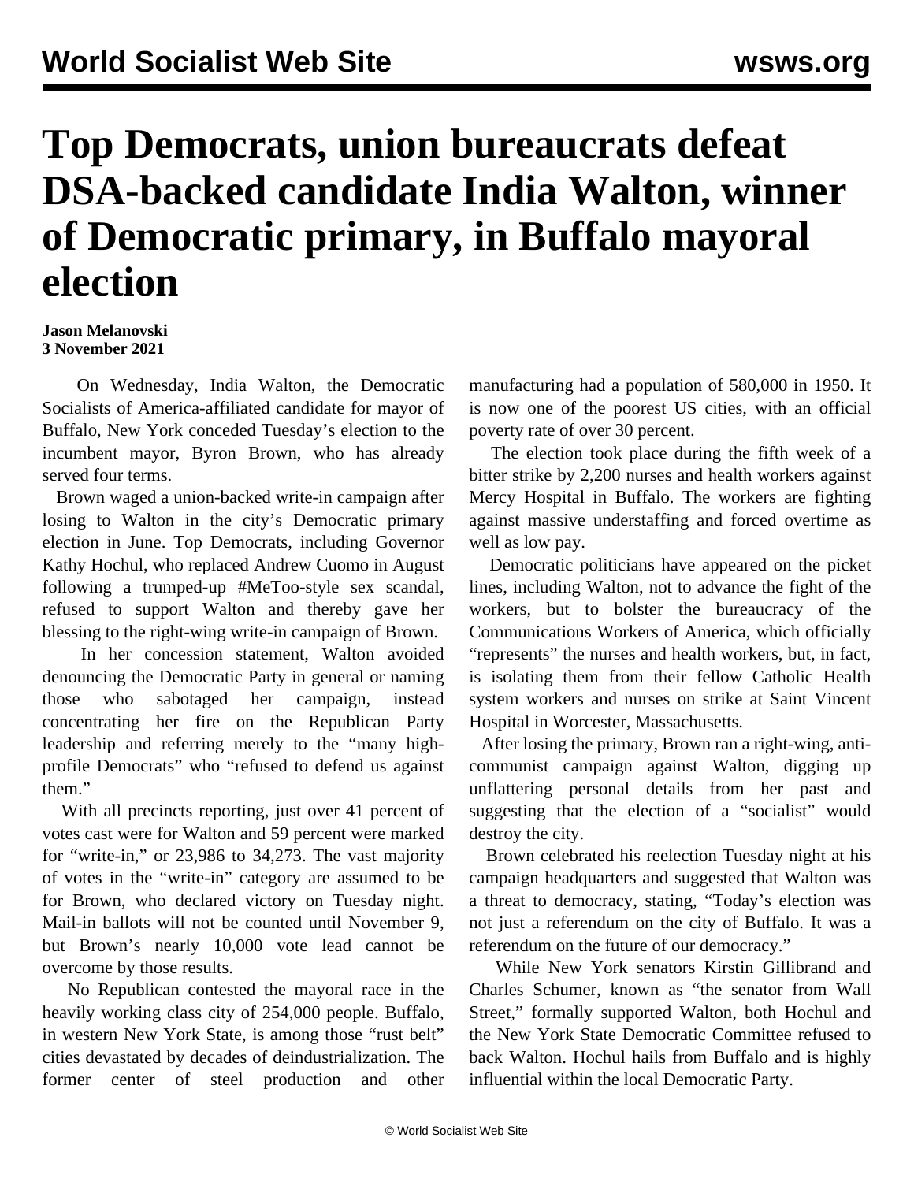# Top Democrats, union bureaucrats defeat DSA-backed candidate India Walton, winner of Democratic primary, in Buffalo mayoral election

**Jason Melanovski**
**3 November 2021**

On Wednesday, India Walton, the Democratic Socialists of America-affiliated candidate for mayor of Buffalo, New York conceded Tuesday's election to the incumbent mayor, Byron Brown, who has already served four terms.

Brown waged a union-backed write-in campaign after losing to Walton in the city's Democratic primary election in June. Top Democrats, including Governor Kathy Hochul, who replaced Andrew Cuomo in August following a trumped-up #MeToo-style sex scandal, refused to support Walton and thereby gave her blessing to the right-wing write-in campaign of Brown.

In her concession statement, Walton avoided denouncing the Democratic Party in general or naming those who sabotaged her campaign, instead concentrating her fire on the Republican Party leadership and referring merely to the "many high-profile Democrats" who "refused to defend us against them."

With all precincts reporting, just over 41 percent of votes cast were for Walton and 59 percent were marked for "write-in," or 23,986 to 34,273. The vast majority of votes in the "write-in" category are assumed to be for Brown, who declared victory on Tuesday night. Mail-in ballots will not be counted until November 9, but Brown's nearly 10,000 vote lead cannot be overcome by those results.

No Republican contested the mayoral race in the heavily working class city of 254,000 people. Buffalo, in western New York State, is among those "rust belt" cities devastated by decades of deindustrialization. The former center of steel production and other manufacturing had a population of 580,000 in 1950. It is now one of the poorest US cities, with an official poverty rate of over 30 percent.

The election took place during the fifth week of a bitter strike by 2,200 nurses and health workers against Mercy Hospital in Buffalo. The workers are fighting against massive understaffing and forced overtime as well as low pay.

Democratic politicians have appeared on the picket lines, including Walton, not to advance the fight of the workers, but to bolster the bureaucracy of the Communications Workers of America, which officially "represents" the nurses and health workers, but, in fact, is isolating them from their fellow Catholic Health system workers and nurses on strike at Saint Vincent Hospital in Worcester, Massachusetts.

After losing the primary, Brown ran a right-wing, anti-communist campaign against Walton, digging up unflattering personal details from her past and suggesting that the election of a "socialist" would destroy the city.

Brown celebrated his reelection Tuesday night at his campaign headquarters and suggested that Walton was a threat to democracy, stating, "Today's election was not just a referendum on the city of Buffalo. It was a referendum on the future of our democracy."

While New York senators Kirstin Gillibrand and Charles Schumer, known as "the senator from Wall Street," formally supported Walton, both Hochul and the New York State Democratic Committee refused to back Walton. Hochul hails from Buffalo and is highly influential within the local Democratic Party.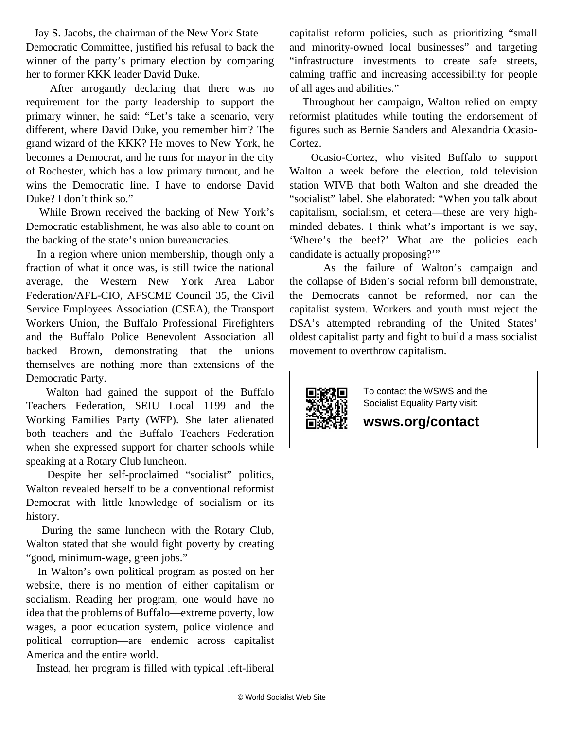Jay S. Jacobs, the chairman of the New York State Democratic Committee, justified his refusal to back the winner of the party's primary election by comparing her to former KKK leader David Duke.

After arrogantly declaring that there was no requirement for the party leadership to support the primary winner, he said: "Let's take a scenario, very different, where David Duke, you remember him? The grand wizard of the KKK? He moves to New York, he becomes a Democrat, and he runs for mayor in the city of Rochester, which has a low primary turnout, and he wins the Democratic line. I have to endorse David Duke? I don't think so."

While Brown received the backing of New York's Democratic establishment, he was also able to count on the backing of the state's union bureaucracies.

In a region where union membership, though only a fraction of what it once was, is still twice the national average, the Western New York Area Labor Federation/AFL-CIO, AFSCME Council 35, the Civil Service Employees Association (CSEA), the Transport Workers Union, the Buffalo Professional Firefighters and the Buffalo Police Benevolent Association all backed Brown, demonstrating that the unions themselves are nothing more than extensions of the Democratic Party.

Walton had gained the support of the Buffalo Teachers Federation, SEIU Local 1199 and the Working Families Party (WFP). She later alienated both teachers and the Buffalo Teachers Federation when she expressed support for charter schools while speaking at a Rotary Club luncheon.

Despite her self-proclaimed "socialist" politics, Walton revealed herself to be a conventional reformist Democrat with little knowledge of socialism or its history.

During the same luncheon with the Rotary Club, Walton stated that she would fight poverty by creating "good, minimum-wage, green jobs."

In Walton's own political program as posted on her website, there is no mention of either capitalism or socialism. Reading her program, one would have no idea that the problems of Buffalo—extreme poverty, low wages, a poor education system, police violence and political corruption—are endemic across capitalist America and the entire world.

Instead, her program is filled with typical left-liberal capitalist reform policies, such as prioritizing "small and minority-owned local businesses" and targeting "infrastructure investments to create safe streets, calming traffic and increasing accessibility for people of all ages and abilities."

Throughout her campaign, Walton relied on empty reformist platitudes while touting the endorsement of figures such as Bernie Sanders and Alexandria Ocasio-Cortez.

Ocasio-Cortez, who visited Buffalo to support Walton a week before the election, told television station WIVB that both Walton and she dreaded the "socialist" label. She elaborated: "When you talk about capitalism, socialism, et cetera—these are very high-minded debates. I think what's important is we say, 'Where's the beef?' What are the policies each candidate is actually proposing?'"

As the failure of Walton's campaign and the collapse of Biden's social reform bill demonstrate, the Democrats cannot be reformed, nor can the capitalist system. Workers and youth must reject the DSA's attempted rebranding of the United States' oldest capitalist party and fight to build a mass socialist movement to overthrow capitalism.

To contact the WSWS and the Socialist Equality Party visit:

**wsws.org/contact**